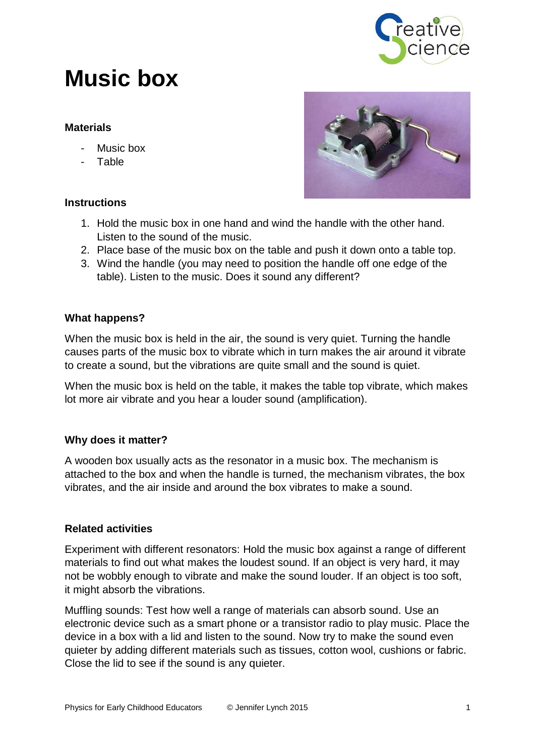# Music box

### Materials

- Music box
- Table

### Instructions

1. Hold the music box in one hand and wind the handle with the other hand. Listen to the sound of the music.
2. Place base of the music box on the table and push it down onto a table top.
3. Wind the handle (you may need to position the handle off one edge of the table). Listen to the music. Does it sound any different?

### What happens?

When the music box is held in the air, the sound is very quiet. Turning the handle causes parts of the music box to vibrate which in turn makes the air around it vibrate to create a sound, but the vibrations are quite small and the sound is quiet.

When the music box is held on the table, it makes the table top vibrate, which makes lot more air vibrate and you hear a louder sound (amplification).

### Why does it matter?

A wooden box usually acts as the resonator in a music box. The mechanism is attached to the box and when the handle is turned, the mechanism vibrates, the box vibrates, and the air inside and around the box vibrates to make a sound.

### Related activities

Experiment with different resonators: Hold the music box against a range of different materials to find out what makes the loudest sound. If an object is very hard, it may not be wobbly enough to vibrate and make the sound louder. If an object is too soft, it might absorb the vibrations.

Muffling sounds: Test how well a range of materials can absorb sound. Use an electronic device such as a smart phone or a transistor radio to play music. Place the device in a box with a lid and listen to the sound. Now try to make the sound even quieter by adding different materials such as tissues, cotton wool, cushions or fabric. Close the lid to see if the sound is any quieter.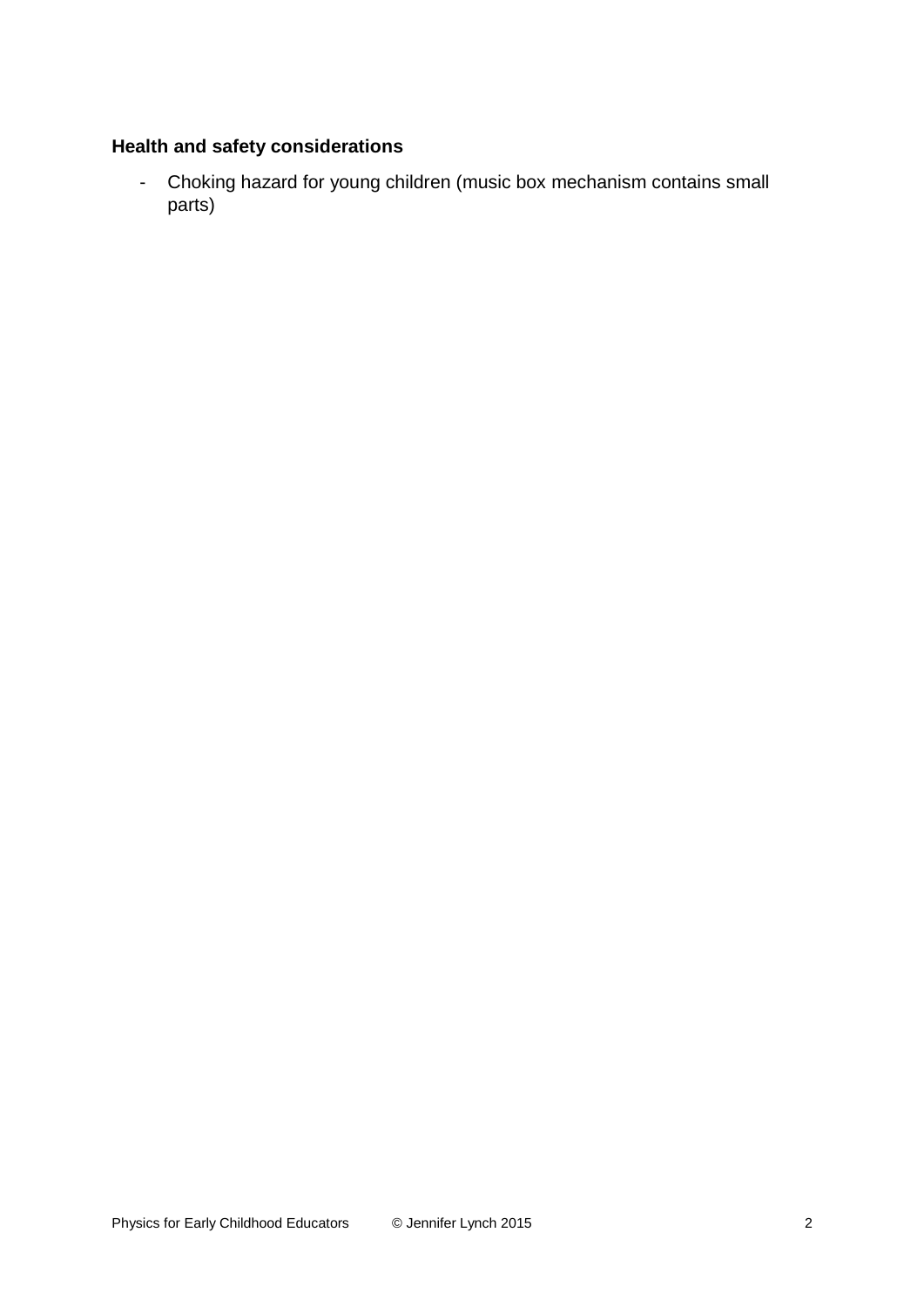**Health and safety considerations**

- Choking hazard for young children (music box mechanism contains small parts)